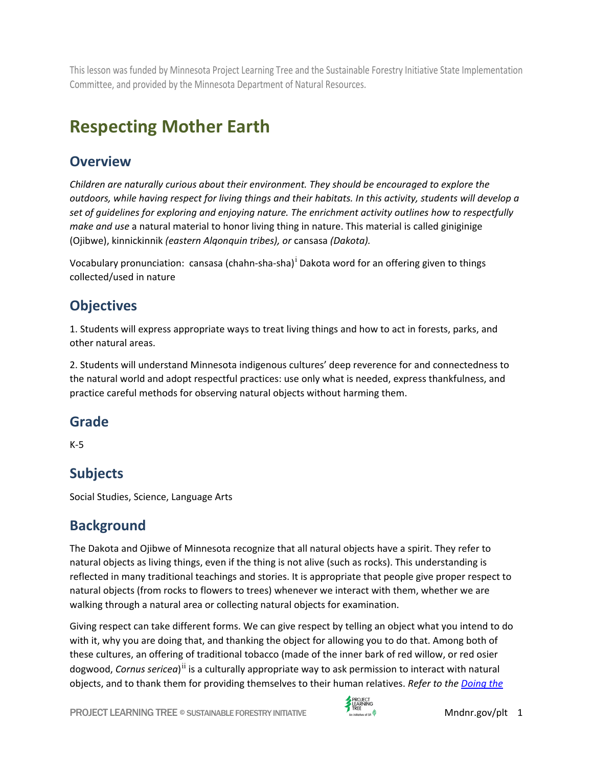This lesson was funded by Minnesota Project Learning Tree and the Sustainable Forestry Initiative State Implementation Committee, and provided by the Minnesota Department of Natural Resources.

# Respecting Mother Earth

## Overview

*Children are naturally curious about their environment. They should be encouraged to explore the outdoors, while having respect for living things and their habitats. In this activity, students will develop a set of guidelines for exploring and enjoying nature. The enrichment activity outlines how to respectfully make and use* a natural material to honor living thing in nature. This material is called giniginige (Ojibwe), kinnickinnik *(eastern Alqonquin tribes), or* cansasa *(Dakota).*

Vocabulary pronunciation: cansasa (chahn-sha-sha)[i] Dakota word for an offering given to things collected/used in nature

## Objectives

1. Students will express appropriate ways to treat living things and how to act in forests, parks, and other natural areas.

2. Students will understand Minnesota indigenous cultures' deep reverence for and connectedness to the natural world and adopt respectful practices: use only what is needed, express thankfulness, and practice careful methods for observing natural objects without harming them.

## Grade

K-5

## Subjects

Social Studies, Science, Language Arts

## Background

The Dakota and Ojibwe of Minnesota recognize that all natural objects have a spirit. They refer to natural objects as living things, even if the thing is not alive (such as rocks). This understanding is reflected in many traditional teachings and stories. It is appropriate that people give proper respect to natural objects (from rocks to flowers to trees) whenever we interact with them, whether we are walking through a natural area or collecting natural objects for examination.

Giving respect can take different forms. We can give respect by telling an object what you intend to do with it, why you are doing that, and thanking the object for allowing you to do that. Among both of these cultures, an offering of traditional tobacco (made of the inner bark of red willow, or red osier dogwood, *Cornus sericea*)[ii] is a culturally appropriate way to ask permission to interact with natural objects, and to thank them for providing themselves to their human relatives. *Refer to the Doing the*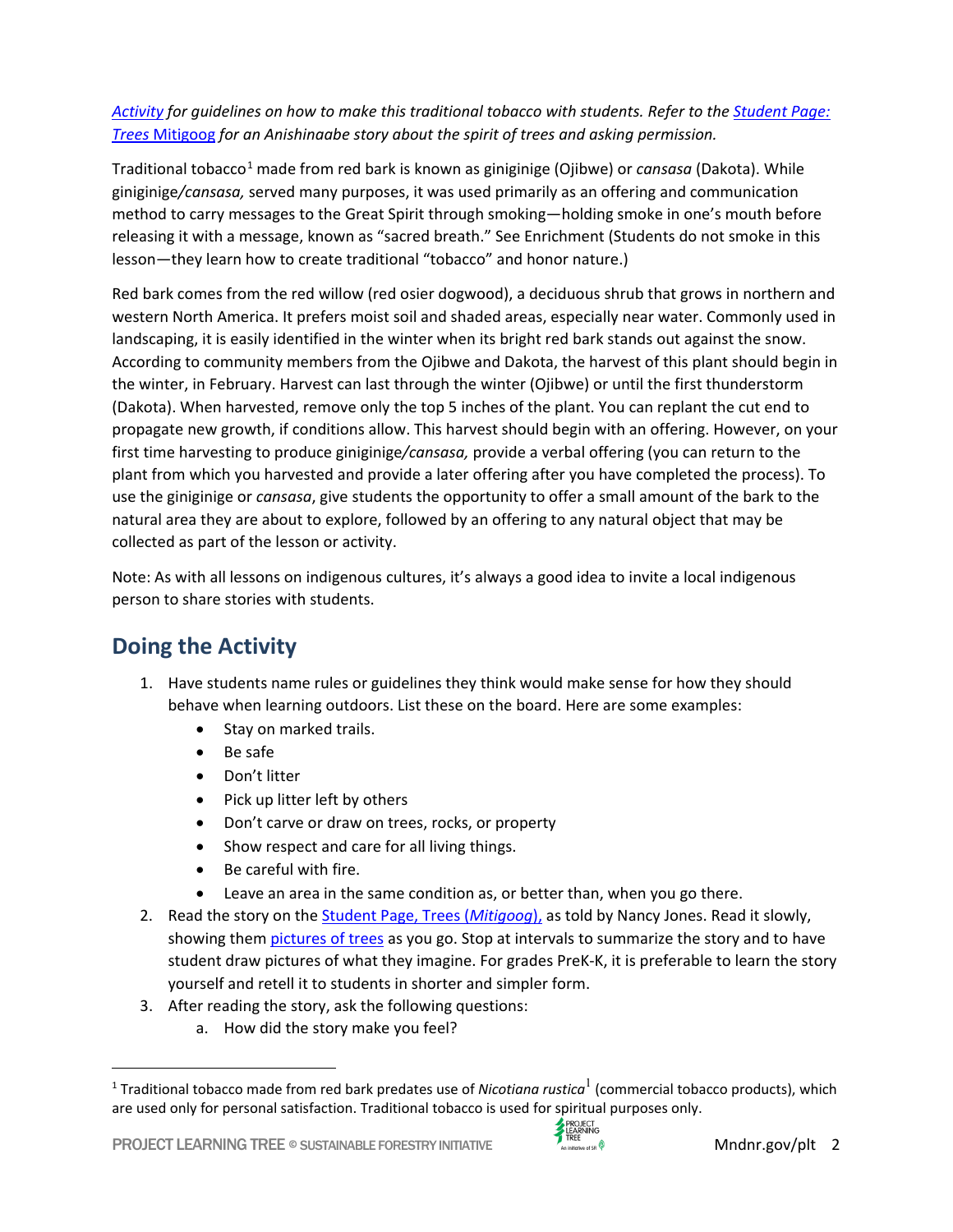*Activity for guidelines on how to make this traditional tobacco with students. Refer to the Student Page: Trees Mitigoog for an Anishinaabe story about the spirit of trees and asking permission.*

Traditional tobacco[1] made from red bark is known as giniginige (Ojibwe) or *cansasa* (Dakota). While giniginige/*cansasa,* served many purposes, it was used primarily as an offering and communication method to carry messages to the Great Spirit through smoking—holding smoke in one's mouth before releasing it with a message, known as "sacred breath." See Enrichment (Students do not smoke in this lesson—they learn how to create traditional "tobacco" and honor nature.)

Red bark comes from the red willow (red osier dogwood), a deciduous shrub that grows in northern and western North America. It prefers moist soil and shaded areas, especially near water. Commonly used in landscaping, it is easily identified in the winter when its bright red bark stands out against the snow. According to community members from the Ojibwe and Dakota, the harvest of this plant should begin in the winter, in February. Harvest can last through the winter (Ojibwe) or until the first thunderstorm (Dakota). When harvested, remove only the top 5 inches of the plant. You can replant the cut end to propagate new growth, if conditions allow. This harvest should begin with an offering. However, on your first time harvesting to produce giniginige/*cansasa,* provide a verbal offering (you can return to the plant from which you harvested and provide a later offering after you have completed the process). To use the giniginige or *cansasa*, give students the opportunity to offer a small amount of the bark to the natural area they are about to explore, followed by an offering to any natural object that may be collected as part of the lesson or activity.

Note: As with all lessons on indigenous cultures, it's always a good idea to invite a local indigenous person to share stories with students.

## Doing the Activity

1. Have students name rules or guidelines they think would make sense for how they should behave when learning outdoors. List these on the board. Here are some examples:
   - Stay on marked trails.
   - Be safe
   - Don't litter
   - Pick up litter left by others
   - Don't carve or draw on trees, rocks, or property
   - Show respect and care for all living things.
   - Be careful with fire.
   - Leave an area in the same condition as, or better than, when you go there.
2. Read the story on the Student Page, Trees (*Mitigoog*), as told by Nancy Jones. Read it slowly, showing them pictures of trees as you go. Stop at intervals to summarize the story and to have student draw pictures of what they imagine. For grades PreK-K, it is preferable to learn the story yourself and retell it to students in shorter and simpler form.
3. After reading the story, ask the following questions:
   a. How did the story make you feel?

---

[1] Traditional tobacco made from red bark predates use of *Nicotiana rustica*[1] (commercial tobacco products), which are used only for personal satisfaction. Traditional tobacco is used for spiritual purposes only.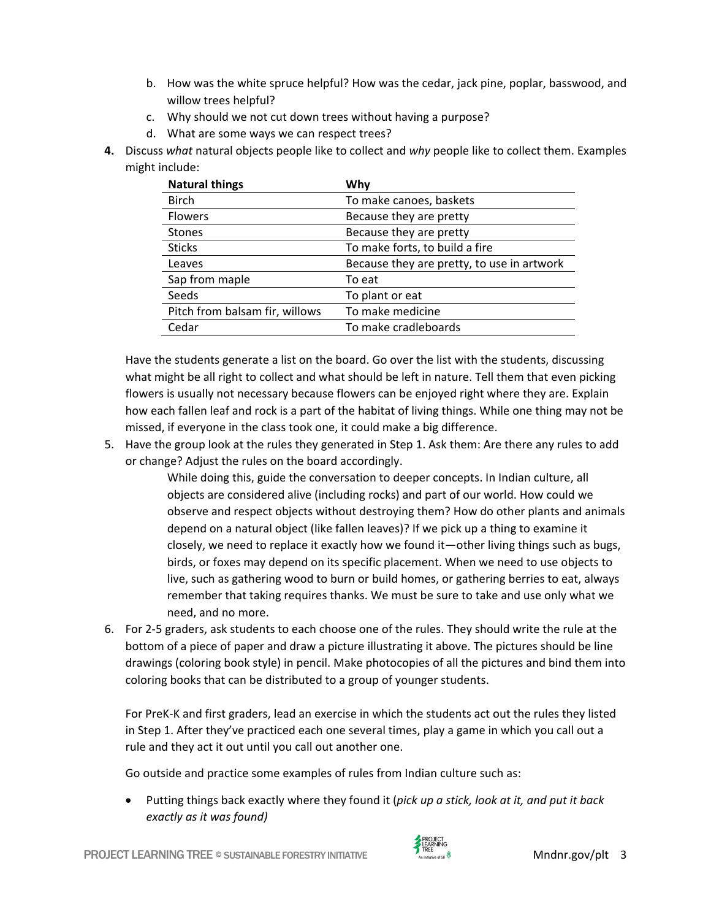b. How was the white spruce helpful? How was the cedar, jack pine, poplar, basswood, and willow trees helpful?
   c. Why should we not cut down trees without having a purpose?
   d. What are some ways we can respect trees?

**4.** Discuss *what* natural objects people like to collect and *why* people like to collect them. Examples might include:

| Natural things | Why |
|---|---|
| Birch | To make canoes, baskets |
| Flowers | Because they are pretty |
| Stones | Because they are pretty |
| Sticks | To make forts, to build a fire |
| Leaves | Because they are pretty, to use in artwork |
| Sap from maple | To eat |
| Seeds | To plant or eat |
| Pitch from balsam fir, willows | To make medicine |
| Cedar | To make cradleboards |

Have the students generate a list on the board. Go over the list with the students, discussing what might be all right to collect and what should be left in nature. Tell them that even picking flowers is usually not necessary because flowers can be enjoyed right where they are. Explain how each fallen leaf and rock is a part of the habitat of living things. While one thing may not be missed, if everyone in the class took one, it could make a big difference.

5. Have the group look at the rules they generated in Step 1. Ask them: Are there any rules to add or change? Adjust the rules on the board accordingly.

   While doing this, guide the conversation to deeper concepts. In Indian culture, all objects are considered alive (including rocks) and part of our world. How could we observe and respect objects without destroying them? How do other plants and animals depend on a natural object (like fallen leaves)? If we pick up a thing to examine it closely, we need to replace it exactly how we found it—other living things such as bugs, birds, or foxes may depend on its specific placement. When we need to use objects to live, such as gathering wood to burn or build homes, or gathering berries to eat, always remember that taking requires thanks. We must be sure to take and use only what we need, and no more.

6. For 2-5 graders, ask students to each choose one of the rules. They should write the rule at the bottom of a piece of paper and draw a picture illustrating it above. The pictures should be line drawings (coloring book style) in pencil. Make photocopies of all the pictures and bind them into coloring books that can be distributed to a group of younger students.

   For PreK-K and first graders, lead an exercise in which the students act out the rules they listed in Step 1. After they've practiced each one several times, play a game in which you call out a rule and they act it out until you call out another one.

   Go outside and practice some examples of rules from Indian culture such as:

   - Putting things back exactly where they found it (*pick up a stick, look at it, and put it back exactly as it was found)*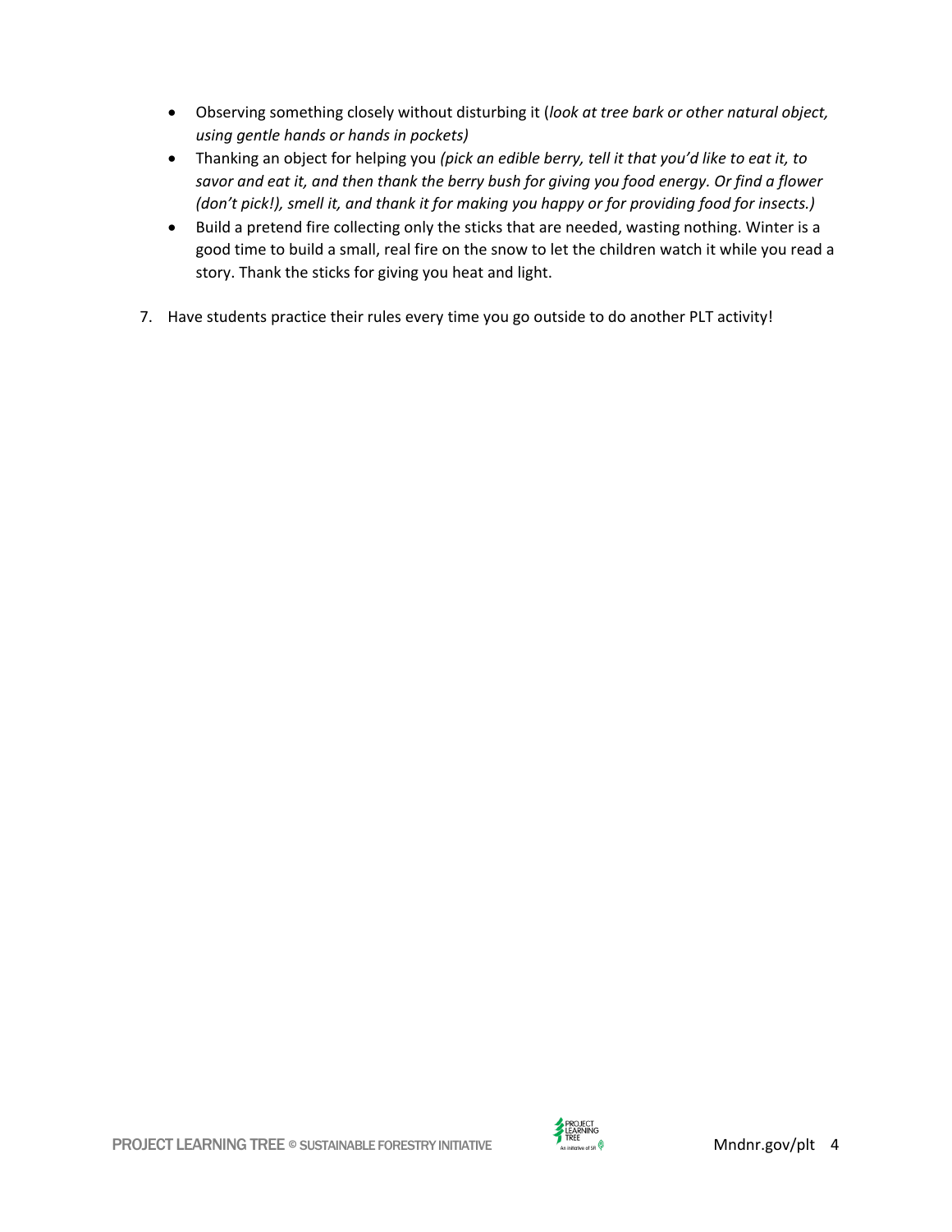- Observing something closely without disturbing it (*look at tree bark or other natural object, using gentle hands or hands in pockets)*
- Thanking an object for helping you *(pick an edible berry, tell it that you'd like to eat it, to savor and eat it, and then thank the berry bush for giving you food energy. Or find a flower (don't pick!), smell it, and thank it for making you happy or for providing food for insects.)*
- Build a pretend fire collecting only the sticks that are needed, wasting nothing. Winter is a good time to build a small, real fire on the snow to let the children watch it while you read a story. Thank the sticks for giving you heat and light.

7. Have students practice their rules every time you go outside to do another PLT activity!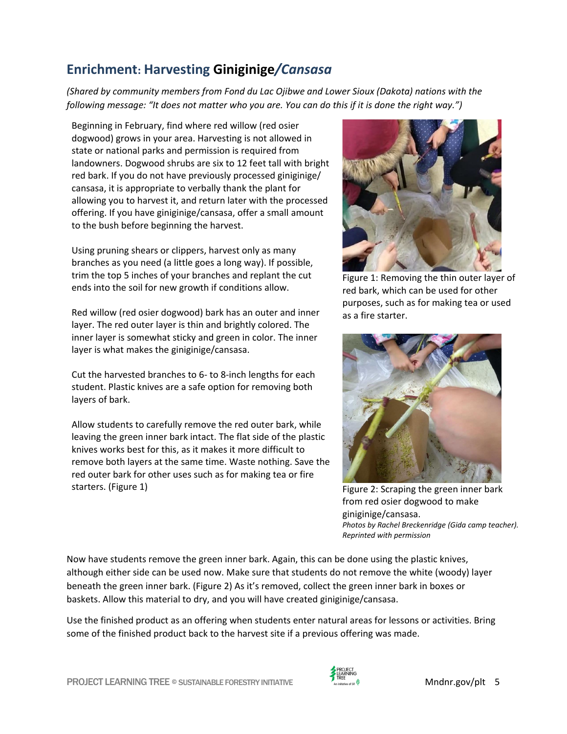## Enrichment: Harvesting **Giniginige***/Cansasa*

*(Shared by community members from Fond du Lac Ojibwe and Lower Sioux (Dakota) nations with the following message: "It does not matter who you are. You can do this if it is done the right way.")*

Beginning in February, find where red willow (red osier dogwood) grows in your area. Harvesting is not allowed in state or national parks and permission is required from landowners. Dogwood shrubs are six to 12 feet tall with bright red bark. If you do not have previously processed giniginige/cansasa, it is appropriate to verbally thank the plant for allowing you to harvest it, and return later with the processed offering. If you have giniginige/cansasa, offer a small amount to the bush before beginning the harvest.

Using pruning shears or clippers, harvest only as many branches as you need (a little goes a long way). If possible, trim the top 5 inches of your branches and replant the cut ends into the soil for new growth if conditions allow.

Red willow (red osier dogwood) bark has an outer and inner layer. The red outer layer is thin and brightly colored. The inner layer is somewhat sticky and green in color. The inner layer is what makes the giniginige/cansasa.

Cut the harvested branches to 6- to 8-inch lengths for each student. Plastic knives are a safe option for removing both layers of bark.

Allow students to carefully remove the red outer bark, while leaving the green inner bark intact. The flat side of the plastic knives works best for this, as it makes it more difficult to remove both layers at the same time. Waste nothing. Save the red outer bark for other uses such as for making tea or fire starters. (Figure 1)

Figure 1: Removing the thin outer layer of red bark, which can be used for other purposes, such as for making tea or used as a fire starter.

Figure 2: Scraping the green inner bark from red osier dogwood to make giniginige/cansasa.
*Photos by Rachel Breckenridge (Gida camp teacher). Reprinted with permission*

Now have students remove the green inner bark. Again, this can be done using the plastic knives, although either side can be used now. Make sure that students do not remove the white (woody) layer beneath the green inner bark. (Figure 2) As it's removed, collect the green inner bark in boxes or baskets. Allow this material to dry, and you will have created giniginige/cansasa.

Use the finished product as an offering when students enter natural areas for lessons or activities. Bring some of the finished product back to the harvest site if a previous offering was made.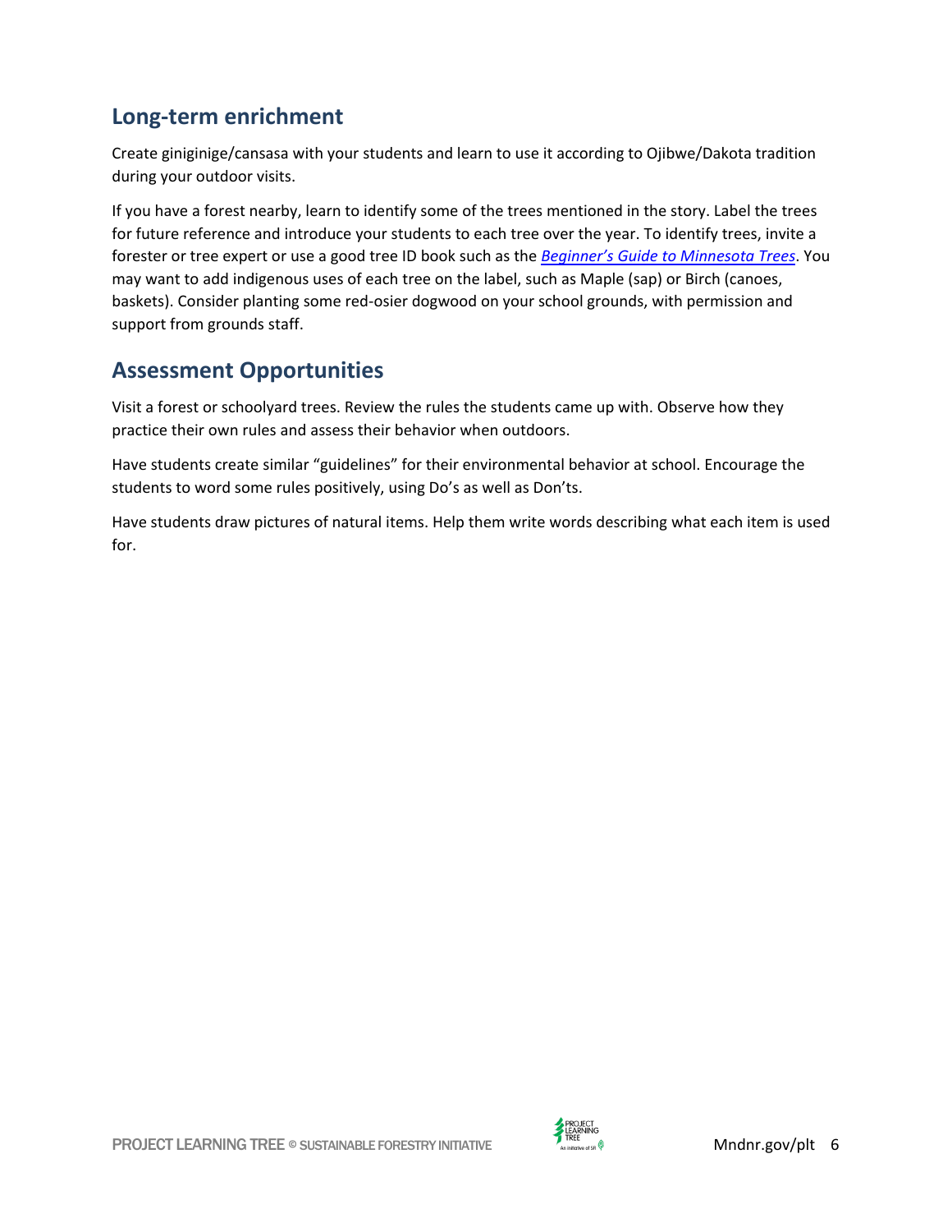## Long-term enrichment

Create giniginige/cansasa with your students and learn to use it according to Ojibwe/Dakota tradition during your outdoor visits.

If you have a forest nearby, learn to identify some of the trees mentioned in the story. Label the trees for future reference and introduce your students to each tree over the year. To identify trees, invite a forester or tree expert or use a good tree ID book such as the *Beginner's Guide to Minnesota Trees*. You may want to add indigenous uses of each tree on the label, such as Maple (sap) or Birch (canoes, baskets). Consider planting some red-osier dogwood on your school grounds, with permission and support from grounds staff.

## Assessment Opportunities

Visit a forest or schoolyard trees. Review the rules the students came up with. Observe how they practice their own rules and assess their behavior when outdoors.

Have students create similar "guidelines" for their environmental behavior at school. Encourage the students to word some rules positively, using Do's as well as Don'ts.

Have students draw pictures of natural items. Help them write words describing what each item is used for.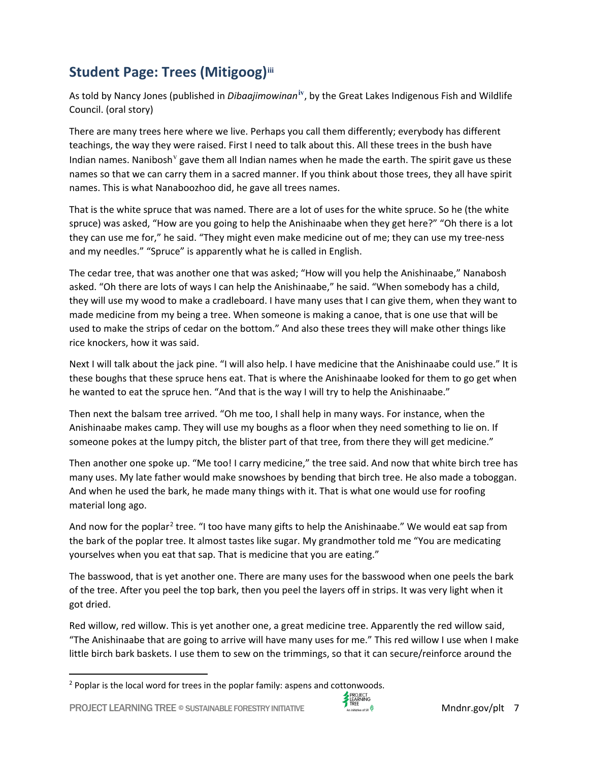## Student Page: Trees (Mitigoog)[iii]

As told by Nancy Jones (published in *Dibaajimowinan*[iv], by the Great Lakes Indigenous Fish and Wildlife Council. (oral story)

There are many trees here where we live. Perhaps you call them differently; everybody has different teachings, the way they were raised. First I need to talk about this. All these trees in the bush have Indian names. Nanibosh[v] gave them all Indian names when he made the earth. The spirit gave us these names so that we can carry them in a sacred manner. If you think about those trees, they all have spirit names. This is what Nanaboozhoo did, he gave all trees names.

That is the white spruce that was named. There are a lot of uses for the white spruce. So he (the white spruce) was asked, "How are you going to help the Anishinaabe when they get here?" "Oh there is a lot they can use me for," he said. "They might even make medicine out of me; they can use my tree-ness and my needles." "Spruce" is apparently what he is called in English.

The cedar tree, that was another one that was asked; "How will you help the Anishinaabe," Nanabosh asked. "Oh there are lots of ways I can help the Anishinaabe," he said. "When somebody has a child, they will use my wood to make a cradleboard. I have many uses that I can give them, when they want to made medicine from my being a tree. When someone is making a canoe, that is one use that will be used to make the strips of cedar on the bottom." And also these trees they will make other things like rice knockers, how it was said.

Next I will talk about the jack pine. "I will also help. I have medicine that the Anishinaabe could use." It is these boughs that these spruce hens eat. That is where the Anishinaabe looked for them to go get when he wanted to eat the spruce hen. "And that is the way I will try to help the Anishinaabe."

Then next the balsam tree arrived. "Oh me too, I shall help in many ways. For instance, when the Anishinaabe makes camp. They will use my boughs as a floor when they need something to lie on. If someone pokes at the lumpy pitch, the blister part of that tree, from there they will get medicine."

Then another one spoke up. "Me too! I carry medicine," the tree said. And now that white birch tree has many uses. My late father would make snowshoes by bending that birch tree. He also made a toboggan. And when he used the bark, he made many things with it. That is what one would use for roofing material long ago.

And now for the poplar[2] tree. "I too have many gifts to help the Anishinaabe." We would eat sap from the bark of the poplar tree. It almost tastes like sugar. My grandmother told me "You are medicating yourselves when you eat that sap. That is medicine that you are eating."

The basswood, that is yet another one. There are many uses for the basswood when one peels the bark of the tree. After you peel the top bark, then you peel the layers off in strips. It was very light when it got dried.

Red willow, red willow. This is yet another one, a great medicine tree. Apparently the red willow said, "The Anishinaabe that are going to arrive will have many uses for me." This red willow I use when I make little birch bark baskets. I use them to sew on the trimmings, so that it can secure/reinforce around the

[2] Poplar is the local word for trees in the poplar family: aspens and cottonwoods.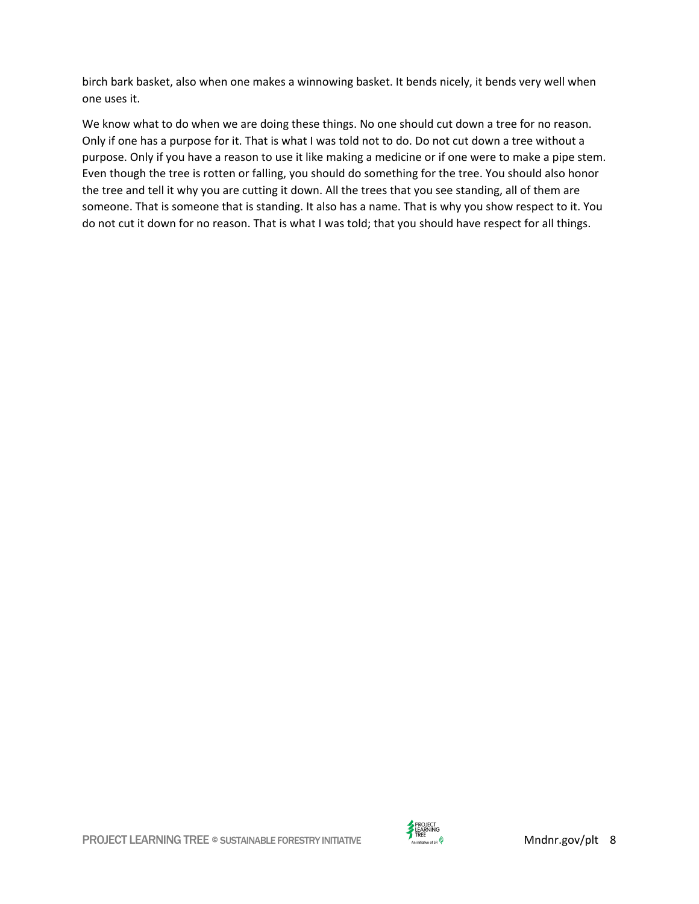birch bark basket, also when one makes a winnowing basket. It bends nicely, it bends very well when one uses it.

We know what to do when we are doing these things. No one should cut down a tree for no reason. Only if one has a purpose for it. That is what I was told not to do. Do not cut down a tree without a purpose. Only if you have a reason to use it like making a medicine or if one were to make a pipe stem. Even though the tree is rotten or falling, you should do something for the tree. You should also honor the tree and tell it why you are cutting it down. All the trees that you see standing, all of them are someone. That is someone that is standing. It also has a name. That is why you show respect to it. You do not cut it down for no reason. That is what I was told; that you should have respect for all things.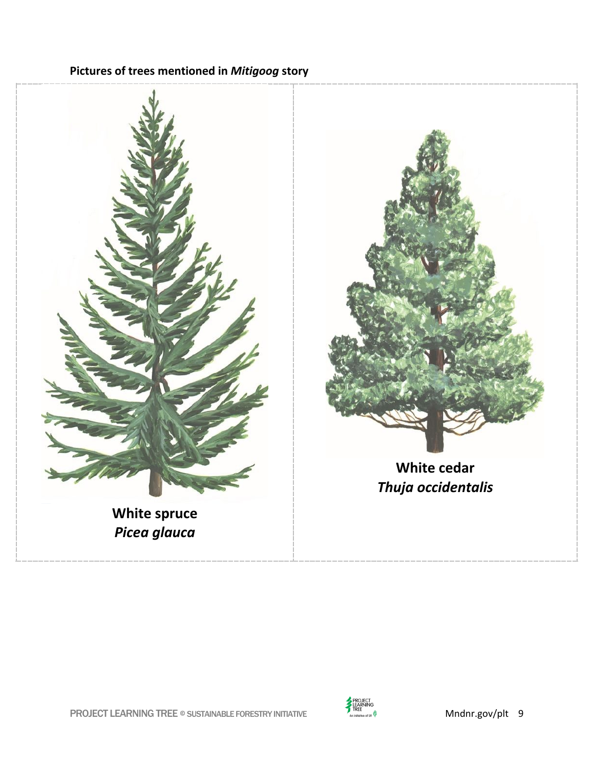**Pictures of trees mentioned in *Mitigoog* story**

**White spruce**
***Picea glauca***

**White cedar**
***Thuja occidentalis***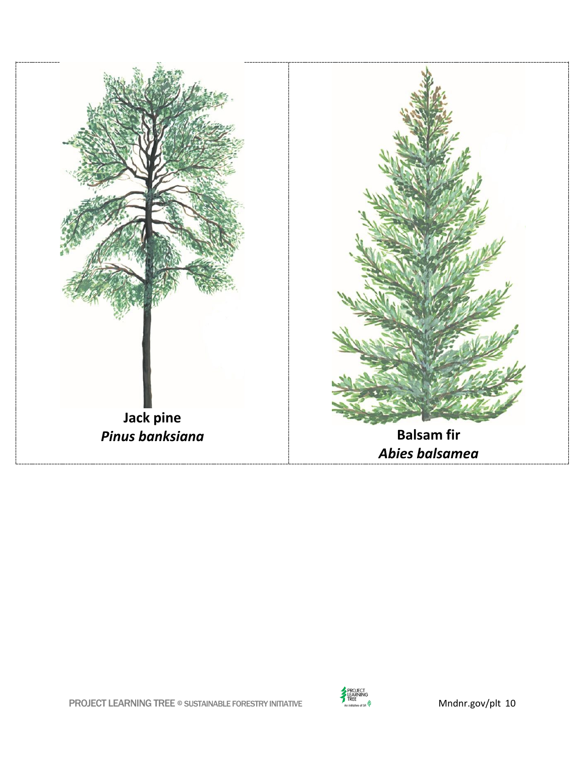**Jack pine**
***Pinus banksiana***

**Balsam fir**
***Abies balsamea***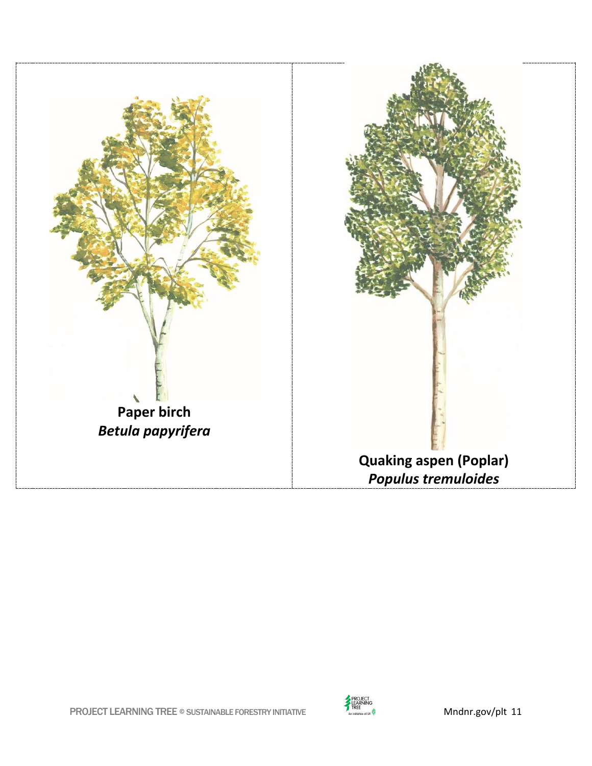**Paper birch**
***Betula papyrifera***

**Quaking aspen (Poplar)**
***Populus tremuloides***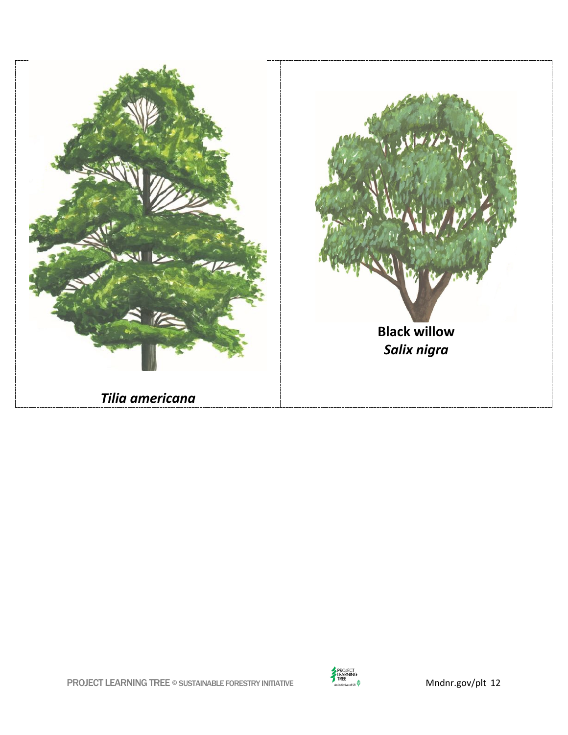*Tilia americana*

**Black willow**
***Salix nigra***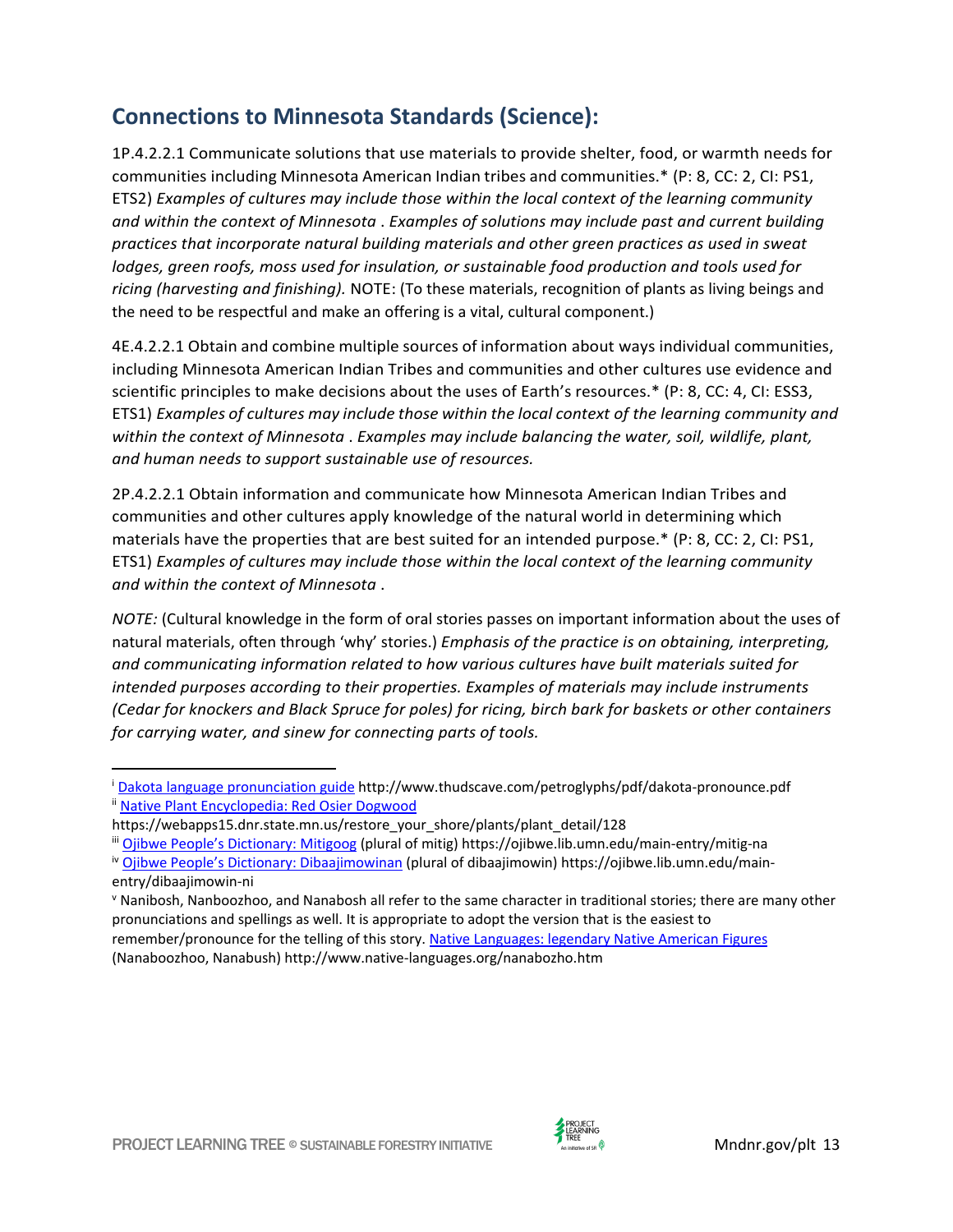## Connections to Minnesota Standards (Science):

1P.4.2.2.1 Communicate solutions that use materials to provide shelter, food, or warmth needs for communities including Minnesota American Indian tribes and communities.* (P: 8, CC: 2, CI: PS1, ETS2) *Examples of cultures may include those within the local context of the learning community and within the context of Minnesota . Examples of solutions may include past and current building practices that incorporate natural building materials and other green practices as used in sweat lodges, green roofs, moss used for insulation, or sustainable food production and tools used for ricing (harvesting and finishing).* NOTE: (To these materials, recognition of plants as living beings and the need to be respectful and make an offering is a vital, cultural component.)

4E.4.2.2.1 Obtain and combine multiple sources of information about ways individual communities, including Minnesota American Indian Tribes and communities and other cultures use evidence and scientific principles to make decisions about the uses of Earth's resources.* (P: 8, CC: 4, CI: ESS3, ETS1) *Examples of cultures may include those within the local context of the learning community and within the context of Minnesota . Examples may include balancing the water, soil, wildlife, plant, and human needs to support sustainable use of resources.*

2P.4.2.2.1 Obtain information and communicate how Minnesota American Indian Tribes and communities and other cultures apply knowledge of the natural world in determining which materials have the properties that are best suited for an intended purpose.* (P: 8, CC: 2, CI: PS1, ETS1) *Examples of cultures may include those within the local context of the learning community and within the context of Minnesota .*

*NOTE:* (Cultural knowledge in the form of oral stories passes on important information about the uses of natural materials, often through 'why' stories.) *Emphasis of the practice is on obtaining, interpreting, and communicating information related to how various cultures have built materials suited for intended purposes according to their properties. Examples of materials may include instruments (Cedar for knockers and Black Spruce for poles) for ricing, birch bark for baskets or other containers for carrying water, and sinew for connecting parts of tools.*

---

[i] Dakota language pronunciation guide http://www.thudscave.com/petroglyphs/pdf/dakota-pronounce.pdf

[ii] Native Plant Encyclopedia: Red Osier Dogwood https://webapps15.dnr.state.mn.us/restore_your_shore/plants/plant_detail/128

[iii] Ojibwe People's Dictionary: Mitigoog (plural of mitig) https://ojibwe.lib.umn.edu/main-entry/mitig-na

[iv] Ojibwe People's Dictionary: Dibaajimowinan (plural of dibaajimowin) https://ojibwe.lib.umn.edu/main-entry/dibaajimowin-ni

[v] Nanibosh, Nanboozhoo, and Nanabosh all refer to the same character in traditional stories; there are many other pronunciations and spellings as well. It is appropriate to adopt the version that is the easiest to remember/pronounce for the telling of this story. Native Languages: legendary Native American Figures (Nanaboozhoo, Nanabush) http://www.native-languages.org/nanabozho.htm